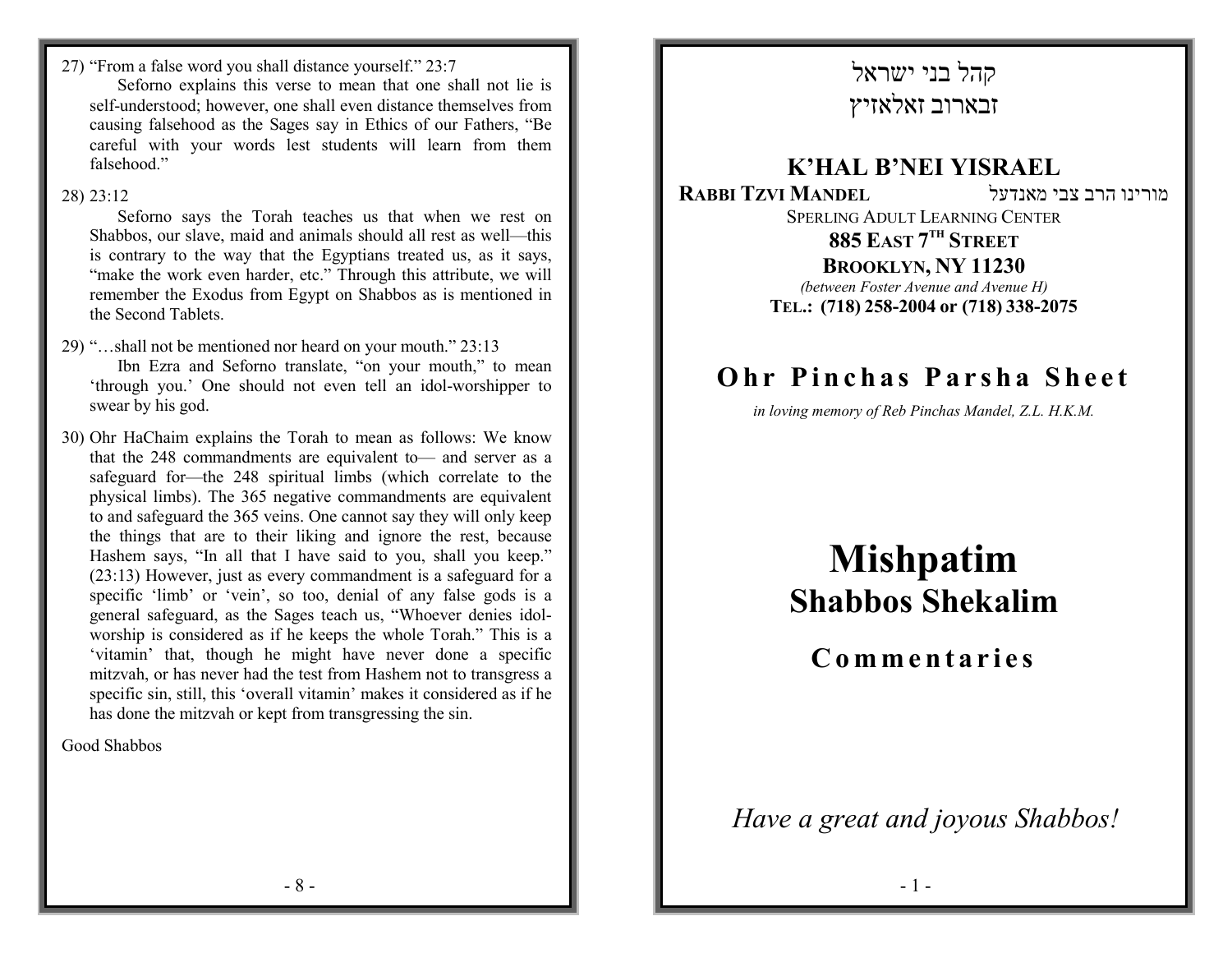27) "From a false word you shall distance yourself." 23:7

Seforno explains this verse to mean that one shall not lie is self-understood; however, one shall even distance themselves from causing falsehood as the Sages say in Ethics of our Fathers, "Be careful with your words lest students will learn from them falsehood."

28) 23:12

Seforno says the Torah teaches us that when we rest on Shabbos, our slave, maid and animals should all rest as well—this is contrary to the way that the Egyptians treated us, as it says, "make the work even harder, etc." Through this attribute, we will remember the Exodus from Egypt on Shabbos as is mentioned in the Second Tablets.

29) "…shall not be mentioned nor heard on your mouth." 23:13

Ibn Ezra and Seforno translate, "on your mouth," to mean 'through you.' One should not even tell an idol-worshipper to swear by his god.

30) Ohr HaChaim explains the Torah to mean as follows: We know that the 248 commandments are equivalent to— and server as a safeguard for—the 248 spiritual limbs (which correlate to the physical limbs). The 365 negative commandments are equivalent to and safeguard the 365 veins. One cannot say they will only keep the things that are to their liking and ignore the rest, because Hashem says, "In all that I have said to you, shall you keep." (23:13) However, just as every commandment is a safeguard for a specific 'limb' or 'vein', so too, denial of any false gods is a general safeguard, as the Sages teach us, "Whoever denies idol-worship is considered as if he keeps the whole Torah." This is a 'vitamin' that, though he might have never done a specific mitzvah, or has never had the test from Hashem not to transgress a specific sin, still, this 'overall vitamin' makes it considered as if he has done the mitzvah or kept from transgressing the sin.

Good Shabbos

קהל בני ישראל
זבארוב זאלאזיץ

## K'HAL B'NEI YISRAEL

**RABBI TZVI MANDEL** מורינו הרב צבי מאנדעל

SPERLING ADULT LEARNING CENTER

**885 EAST 7TH STREET**

**BROOKLYN, NY 11230**

*(between Foster Avenue and Avenue H)*

**TEL.: (718) 258-2004 or (718) 338-2075**

# Ohr Pinchas Parsha Sheet

*in loving memory of Reb Pinchas Mandel, Z.L. H.K.M.*

# Mishpatim

## Shabbos Shekalim

## Commentaries

*Have a great and joyous Shabbos!*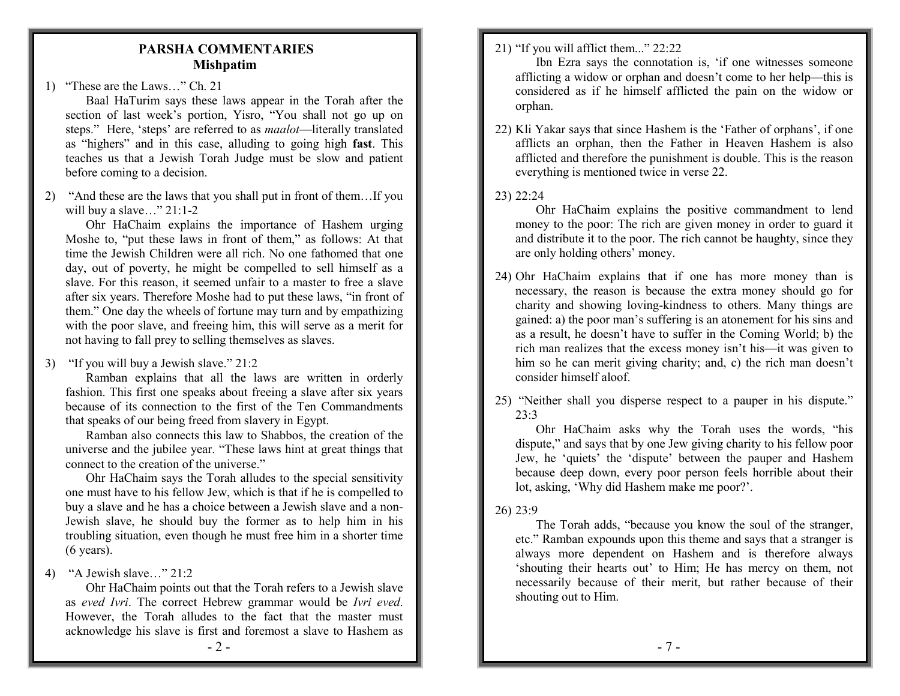## PARSHA COMMENTARIES
### Mishpatim

1) "These are the Laws…" Ch. 21

   Baal HaTurim says these laws appear in the Torah after the section of last week's portion, Yisro, "You shall not go up on steps." Here, 'steps' are referred to as *maalot*—literally translated as "highers" and in this case, alluding to going high **fast**. This teaches us that a Jewish Torah Judge must be slow and patient before coming to a decision.

2) "And these are the laws that you shall put in front of them…If you will buy a slave…" 21:1-2

   Ohr HaChaim explains the importance of Hashem urging Moshe to, "put these laws in front of them," as follows: At that time the Jewish Children were all rich. No one fathomed that one day, out of poverty, he might be compelled to sell himself as a slave. For this reason, it seemed unfair to a master to free a slave after six years. Therefore Moshe had to put these laws, "in front of them." One day the wheels of fortune may turn and by empathizing with the poor slave, and freeing him, this will serve as a merit for not having to fall prey to selling themselves as slaves.

3) "If you will buy a Jewish slave." 21:2

   Ramban explains that all the laws are written in orderly fashion. This first one speaks about freeing a slave after six years because of its connection to the first of the Ten Commandments that speaks of our being freed from slavery in Egypt.

   Ramban also connects this law to Shabbos, the creation of the universe and the jubilee year. "These laws hint at great things that connect to the creation of the universe."

   Ohr HaChaim says the Torah alludes to the special sensitivity one must have to his fellow Jew, which is that if he is compelled to buy a slave and he has a choice between a Jewish slave and a non-Jewish slave, he should buy the former as to help him in his troubling situation, even though he must free him in a shorter time (6 years).

4) "A Jewish slave…" 21:2

   Ohr HaChaim points out that the Torah refers to a Jewish slave as *eved Ivri*. The correct Hebrew grammar would be *Ivri eved*. However, the Torah alludes to the fact that the master must acknowledge his slave is first and foremost a slave to Hashem as

21) "If you will afflict them..." 22:22

   Ibn Ezra says the connotation is, 'if one witnesses someone afflicting a widow or orphan and doesn't come to her help—this is considered as if he himself afflicted the pain on the widow or orphan.

22) Kli Yakar says that since Hashem is the 'Father of orphans', if one afflicts an orphan, then the Father in Heaven Hashem is also afflicted and therefore the punishment is double. This is the reason everything is mentioned twice in verse 22.

23) 22:24

   Ohr HaChaim explains the positive commandment to lend money to the poor: The rich are given money in order to guard it and distribute it to the poor. The rich cannot be haughty, since they are only holding others' money.

24) Ohr HaChaim explains that if one has more money than is necessary, the reason is because the extra money should go for charity and showing loving-kindness to others. Many things are gained: a) the poor man's suffering is an atonement for his sins and as a result, he doesn't have to suffer in the Coming World; b) the rich man realizes that the excess money isn't his—it was given to him so he can merit giving charity; and, c) the rich man doesn't consider himself aloof.

25) "Neither shall you disperse respect to a pauper in his dispute." 23:3

   Ohr HaChaim asks why the Torah uses the words, "his dispute," and says that by one Jew giving charity to his fellow poor Jew, he 'quiets' the 'dispute' between the pauper and Hashem because deep down, every poor person feels horrible about their lot, asking, 'Why did Hashem make me poor?'.

26) 23:9

   The Torah adds, "because you know the soul of the stranger, etc." Ramban expounds upon this theme and says that a stranger is always more dependent on Hashem and is therefore always 'shouting their hearts out' to Him; He has mercy on them, not necessarily because of their merit, but rather because of their shouting out to Him.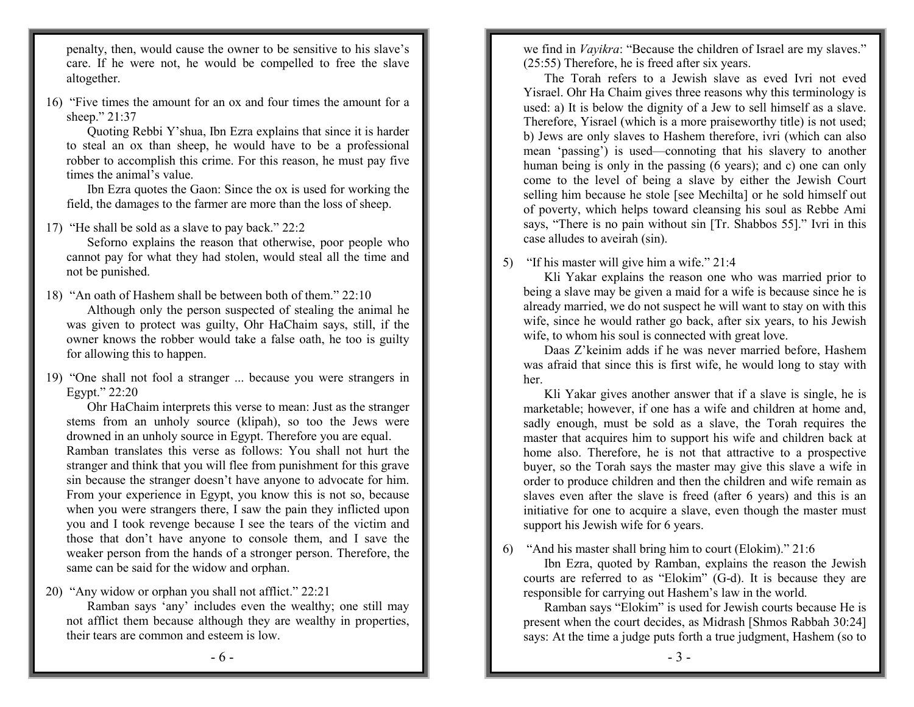penalty, then, would cause the owner to be sensitive to his slave's care. If he were not, he would be compelled to free the slave altogether.

16) "Five times the amount for an ox and four times the amount for a sheep." 21:37

Quoting Rebbi Y'shua, Ibn Ezra explains that since it is harder to steal an ox than sheep, he would have to be a professional robber to accomplish this crime. For this reason, he must pay five times the animal's value.

Ibn Ezra quotes the Gaon: Since the ox is used for working the field, the damages to the farmer are more than the loss of sheep.

17) "He shall be sold as a slave to pay back." 22:2

Seforno explains the reason that otherwise, poor people who cannot pay for what they had stolen, would steal all the time and not be punished.

18) "An oath of Hashem shall be between both of them." 22:10

Although only the person suspected of stealing the animal he was given to protect was guilty, Ohr HaChaim says, still, if the owner knows the robber would take a false oath, he too is guilty for allowing this to happen.

19) "One shall not fool a stranger ... because you were strangers in Egypt." 22:20

Ohr HaChaim interprets this verse to mean: Just as the stranger stems from an unholy source (klipah), so too the Jews were drowned in an unholy source in Egypt. Therefore you are equal.

Ramban translates this verse as follows: You shall not hurt the stranger and think that you will flee from punishment for this grave sin because the stranger doesn't have anyone to advocate for him. From your experience in Egypt, you know this is not so, because when you were strangers there, I saw the pain they inflicted upon you and I took revenge because I see the tears of the victim and those that don't have anyone to console them, and I save the weaker person from the hands of a stronger person. Therefore, the same can be said for the widow and orphan.

20) "Any widow or orphan you shall not afflict." 22:21

Ramban says 'any' includes even the wealthy; one still may not afflict them because although they are wealthy in properties, their tears are common and esteem is low.

we find in *Vayikra*: "Because the children of Israel are my slaves." (25:55) Therefore, he is freed after six years.

The Torah refers to a Jewish slave as eved Ivri not eved Yisrael. Ohr Ha Chaim gives three reasons why this terminology is used: a) It is below the dignity of a Jew to sell himself as a slave. Therefore, Yisrael (which is a more praiseworthy title) is not used; b) Jews are only slaves to Hashem therefore, ivri (which can also mean 'passing') is used—connoting that his slavery to another human being is only in the passing (6 years); and c) one can only come to the level of being a slave by either the Jewish Court selling him because he stole [see Mechilta] or he sold himself out of poverty, which helps toward cleansing his soul as Rebbe Ami says, "There is no pain without sin [Tr. Shabbos 55]." Ivri in this case alludes to aveirah (sin).

5) "If his master will give him a wife." 21:4

Kli Yakar explains the reason one who was married prior to being a slave may be given a maid for a wife is because since he is already married, we do not suspect he will want to stay on with this wife, since he would rather go back, after six years, to his Jewish wife, to whom his soul is connected with great love.

Daas Z'keinim adds if he was never married before, Hashem was afraid that since this is first wife, he would long to stay with her.

Kli Yakar gives another answer that if a slave is single, he is marketable; however, if one has a wife and children at home and, sadly enough, must be sold as a slave, the Torah requires the master that acquires him to support his wife and children back at home also. Therefore, he is not that attractive to a prospective buyer, so the Torah says the master may give this slave a wife in order to produce children and then the children and wife remain as slaves even after the slave is freed (after 6 years) and this is an initiative for one to acquire a slave, even though the master must support his Jewish wife for 6 years.

6) "And his master shall bring him to court (Elokim)." 21:6

Ibn Ezra, quoted by Ramban, explains the reason the Jewish courts are referred to as "Elokim" (G-d). It is because they are responsible for carrying out Hashem's law in the world.

Ramban says "Elokim" is used for Jewish courts because He is present when the court decides, as Midrash [Shmos Rabbah 30:24] says: At the time a judge puts forth a true judgment, Hashem (so to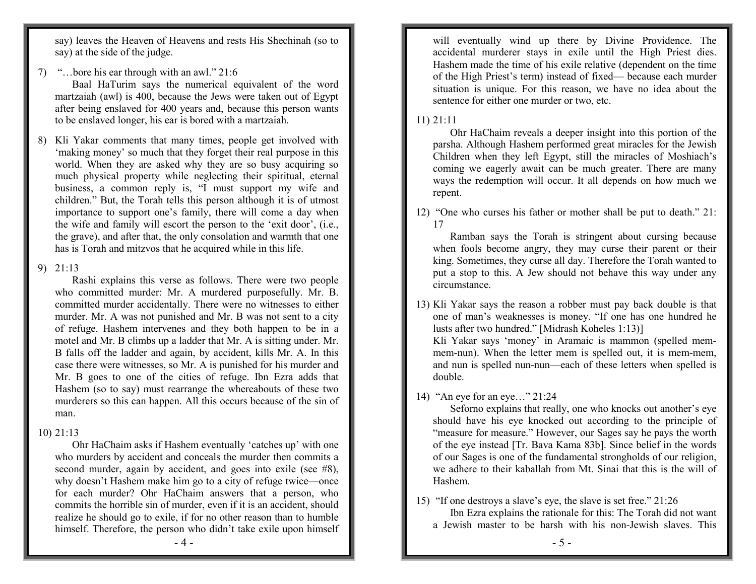say) leaves the Heaven of Heavens and rests His Shechinah (so to say) at the side of the judge.

7) "…bore his ear through with an awl." 21:6

   Baal HaTurim says the numerical equivalent of the word martzaiah (awl) is 400, because the Jews were taken out of Egypt after being enslaved for 400 years and, because this person wants to be enslaved longer, his ear is bored with a martzaiah.

8) Kli Yakar comments that many times, people get involved with 'making money' so much that they forget their real purpose in this world. When they are asked why they are so busy acquiring so much physical property while neglecting their spiritual, eternal business, a common reply is, "I must support my wife and children." But, the Torah tells this person although it is of utmost importance to support one's family, there will come a day when the wife and family will escort the person to the 'exit door', (i.e., the grave), and after that, the only consolation and warmth that one has is Torah and mitzvos that he acquired while in this life.

9) 21:13

   Rashi explains this verse as follows. There were two people who committed murder: Mr. A murdered purposefully. Mr. B. committed murder accidentally. There were no witnesses to either murder. Mr. A was not punished and Mr. B was not sent to a city of refuge. Hashem intervenes and they both happen to be in a motel and Mr. B climbs up a ladder that Mr. A is sitting under. Mr. B falls off the ladder and again, by accident, kills Mr. A. In this case there were witnesses, so Mr. A is punished for his murder and Mr. B goes to one of the cities of refuge. Ibn Ezra adds that Hashem (so to say) must rearrange the whereabouts of these two murderers so this can happen. All this occurs because of the sin of man.

10) 21:13

   Ohr HaChaim asks if Hashem eventually 'catches up' with one who murders by accident and conceals the murder then commits a second murder, again by accident, and goes into exile (see #8), why doesn't Hashem make him go to a city of refuge twice—once for each murder? Ohr HaChaim answers that a person, who commits the horrible sin of murder, even if it is an accident, should realize he should go to exile, if for no other reason than to humble himself. Therefore, the person who didn't take exile upon himself will eventually wind up there by Divine Providence. The accidental murderer stays in exile until the High Priest dies. Hashem made the time of his exile relative (dependent on the time of the High Priest's term) instead of fixed— because each murder situation is unique. For this reason, we have no idea about the sentence for either one murder or two, etc.

11) 21:11

   Ohr HaChaim reveals a deeper insight into this portion of the parsha. Although Hashem performed great miracles for the Jewish Children when they left Egypt, still the miracles of Moshiach's coming we eagerly await can be much greater. There are many ways the redemption will occur. It all depends on how much we repent.

12) "One who curses his father or mother shall be put to death." 21:17

   Ramban says the Torah is stringent about cursing because when fools become angry, they may curse their parent or their king. Sometimes, they curse all day. Therefore the Torah wanted to put a stop to this. A Jew should not behave this way under any circumstance.

13) Kli Yakar says the reason a robber must pay back double is that one of man's weaknesses is money. "If one has one hundred he lusts after two hundred." [Midrash Koheles 1:13)]

   Kli Yakar says 'money' in Aramaic is mammon (spelled mem-mem-nun). When the letter mem is spelled out, it is mem-mem, and nun is spelled nun-nun—each of these letters when spelled is double.

14) "An eye for an eye…" 21:24

   Seforno explains that really, one who knocks out another's eye should have his eye knocked out according to the principle of "measure for measure." However, our Sages say he pays the worth of the eye instead [Tr. Bava Kama 83b]. Since belief in the words of our Sages is one of the fundamental strongholds of our religion, we adhere to their kaballah from Mt. Sinai that this is the will of Hashem.

15) "If one destroys a slave's eye, the slave is set free." 21:26

   Ibn Ezra explains the rationale for this: The Torah did not want a Jewish master to be harsh with his non-Jewish slaves. This